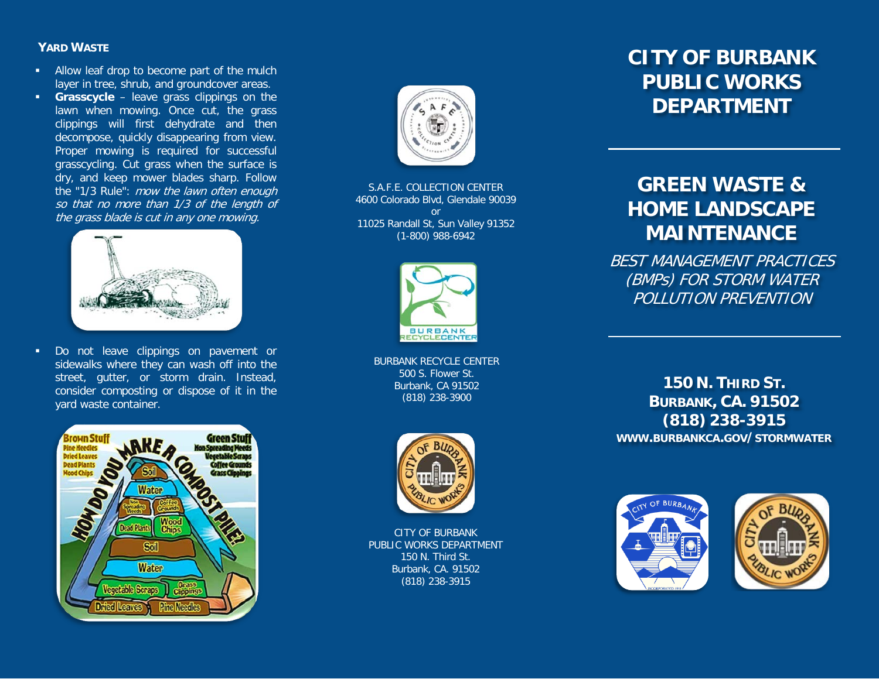## YARD WASTE

- Allow leaf drop to become part of the mulch layer in tree, shrub, and groundcover areas.
- **Grasscycle** – leave grass clippings on the lawn when mowing. Once cut, the grass clippings will first dehydrate and then decompose, quickly disappearing from view. Proper mowing is required for successful grasscycling. Cut grass when the surface is dry, and keep mower blades sharp. Follow the "1/3 Rule": *mow the lawn often enough so that no more than 1/3 of the length of the grass blade is cut in any one mowing.*
- Do not leave clippings on pavement or sidewalks where they can wash off into the street, gutter, or storm drain. Instead, consider composting or dispose of it in the yard waste container.

S.A.F.E. COLLECTION CENTER
4600 Colorado Blvd, Glendale 90039
or
11025 Randall St, Sun Valley 91352
(1-800) 988-6942

BURBANK RECYCLE CENTER
500 S. Flower St.
Burbank, CA 91502
(818) 238-3900

CITY OF BURBANK
PUBLIC WORKS DEPARTMENT
150 N. Third St.
Burbank, CA. 91502
(818) 238-3915

# CITY OF BURBANK PUBLIC WORKS DEPARTMENT

# GREEN WASTE & HOME LANDSCAPE MAINTENANCE

*BEST MANAGEMENT PRACTICES (BMPs) FOR STORM WATER POLLUTION PREVENTION*

**150 N. THIRD ST.**
**BURBANK, CA. 91502**
**(818) 238-3915**
**WWW.BURBANKCA.GOV/STORMWATER**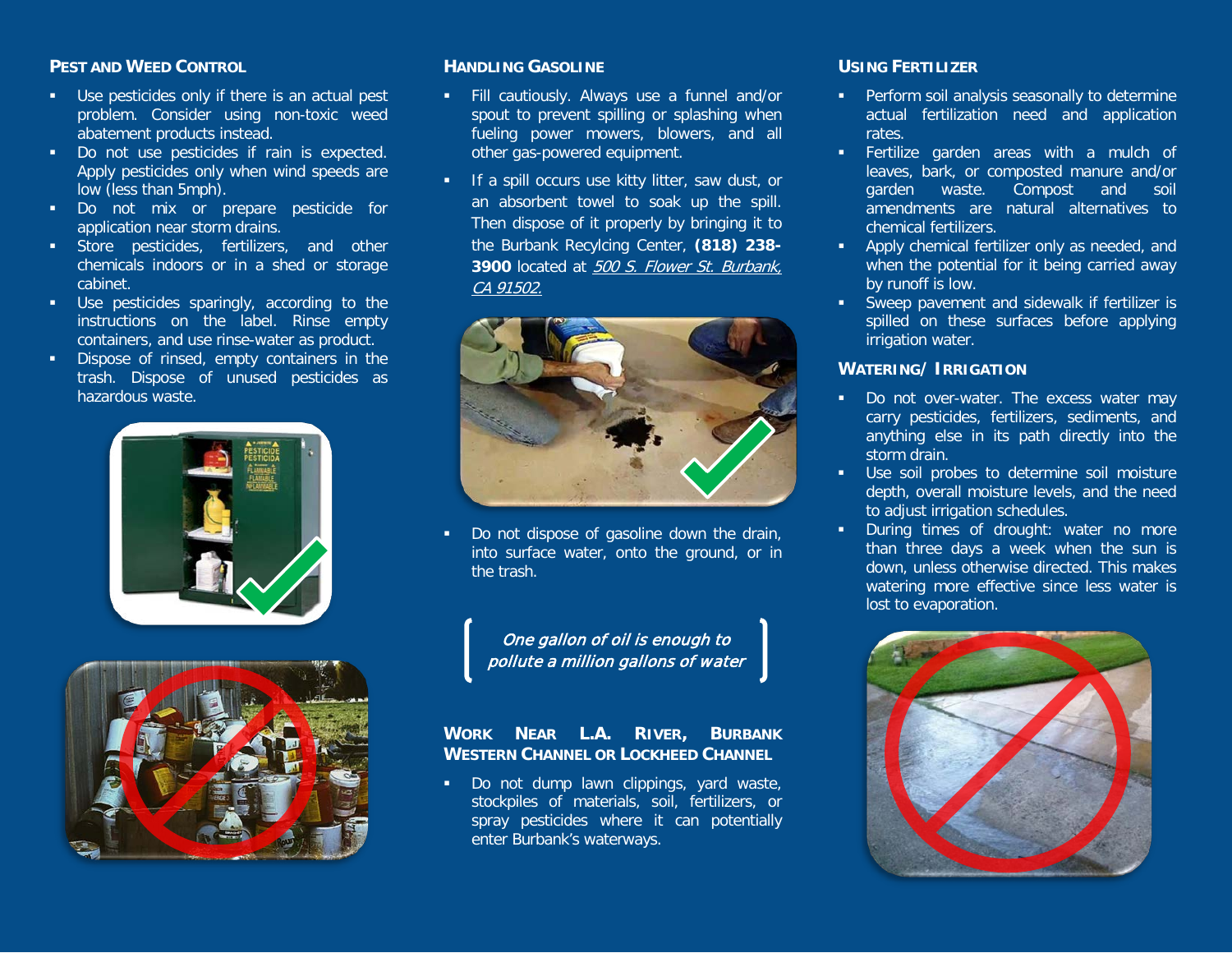## PEST AND WEED CONTROL

- Use pesticides only if there is an actual pest problem. Consider using non-toxic weed abatement products instead.
- Do not use pesticides if rain is expected. Apply pesticides only when wind speeds are low (less than 5mph).
- Do not mix or prepare pesticide for application near storm drains.
- Store pesticides, fertilizers, and other chemicals indoors or in a shed or storage cabinet.
- Use pesticides sparingly, according to the instructions on the label. Rinse empty containers, and use rinse-water as product.
- Dispose of rinsed, empty containers in the trash. Dispose of unused pesticides as hazardous waste.

## HANDLING GASOLINE

- Fill cautiously. Always use a funnel and/or spout to prevent spilling or splashing when fueling power mowers, blowers, and all other gas-powered equipment.
- If a spill occurs use kitty litter, saw dust, or an absorbent towel to soak up the spill. Then dispose of it properly by bringing it to the Burbank Recylcing Center, **(818) 238-3900** located at *500 S. Flower St. Burbank, CA 91502.*
- Do not dispose of gasoline down the drain, into surface water, onto the ground, or in the trash.

*One gallon of oil is enough to pollute a million gallons of water*

## WORK NEAR L.A. RIVER, BURBANK WESTERN CHANNEL OR LOCKHEED CHANNEL

- Do not dump lawn clippings, yard waste, stockpiles of materials, soil, fertilizers, or spray pesticides where it can potentially enter Burbank's waterways.

## USING FERTILIZER

- Perform soil analysis seasonally to determine actual fertilization need and application rates.
- Fertilize garden areas with a mulch of leaves, bark, or composted manure and/or garden waste. Compost and soil amendments are natural alternatives to chemical fertilizers.
- Apply chemical fertilizer only as needed, and when the potential for it being carried away by runoff is low.
- Sweep pavement and sidewalk if fertilizer is spilled on these surfaces before applying irrigation water.

## WATERING/ IRRIGATION

- Do not over-water. The excess water may carry pesticides, fertilizers, sediments, and anything else in its path directly into the storm drain.
- Use soil probes to determine soil moisture depth, overall moisture levels, and the need to adjust irrigation schedules.
- During times of drought: water no more than three days a week when the sun is down, unless otherwise directed. This makes watering more effective since less water is lost to evaporation.